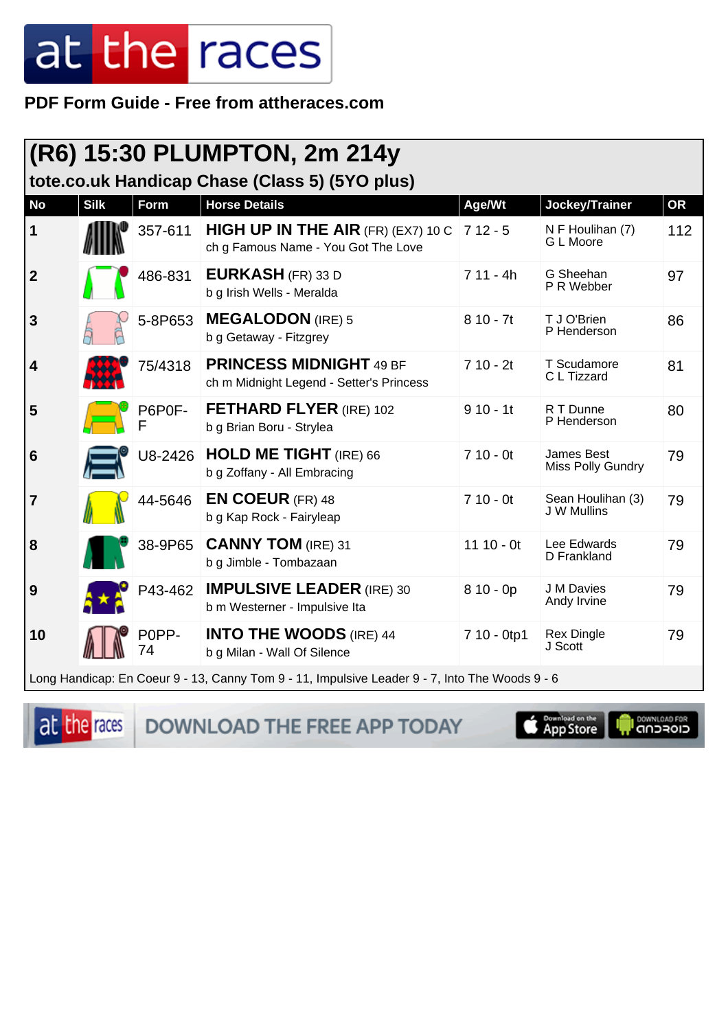# at the races

**PDF Form Guide - Free from attheraces.com**

## (R6) 15:30 PLUMPTON, 2m 214y

### tote.co.uk Handicap Chase (Class 5) (5YO plus)

| No | Silk | Form | Horse Details | Age/Wt | Jockey/Trainer | OR |
|---|---|---|---|---|---|---|
| 1 | | 357-611 | **HIGH UP IN THE AIR** (FR) (EX7) 10 C<br>ch g Famous Name - You Got The Love | 7 12 - 5 | N F Houlihan (7)<br>G L Moore | 112 |
| 2 | | 486-831 | **EURKASH** (FR) 33 D<br>b g Irish Wells - Meralda | 7 11 - 4h | G Sheehan<br>P R Webber | 97 |
| 3 | | 5-8P653 | **MEGALODON** (IRE) 5<br>b g Getaway - Fitzgrey | 8 10 - 7t | T J O'Brien<br>P Henderson | 86 |
| 4 | | 75/4318 | **PRINCESS MIDNIGHT** 49 BF<br>ch m Midnight Legend - Setter's Princess | 7 10 - 2t | T Scudamore<br>C L Tizzard | 81 |
| 5 | | P6P0F-F | **FETHARD FLYER** (IRE) 102<br>b g Brian Boru - Strylea | 9 10 - 1t | R T Dunne<br>P Henderson | 80 |
| 6 | | U8-2426 | **HOLD ME TIGHT** (IRE) 66<br>b g Zoffany - All Embracing | 7 10 - 0t | James Best<br>Miss Polly Gundry | 79 |
| 7 | | 44-5646 | **EN COEUR** (FR) 48<br>b g Kap Rock - Fairyleap | 7 10 - 0t | Sean Houlihan (3)<br>J W Mullins | 79 |
| 8 | | 38-9P65 | **CANNY TOM** (IRE) 31<br>b g Jimble - Tombazaan | 11 10 - 0t | Lee Edwards<br>D Frankland | 79 |
| 9 | | P43-462 | **IMPULSIVE LEADER** (IRE) 30<br>b m Westerner - Impulsive Ita | 8 10 - 0p | J M Davies<br>Andy Irvine | 79 |
| 10 | | P0PP-74 | **INTO THE WOODS** (IRE) 44<br>b g Milan - Wall Of Silence | 7 10 - 0tp1 | Rex Dingle<br>J Scott | 79 |

Long Handicap: En Coeur 9 - 13, Canny Tom 9 - 11, Impulsive Leader 9 - 7, Into The Woods 9 - 6

DOWNLOAD THE FREE APP TODAY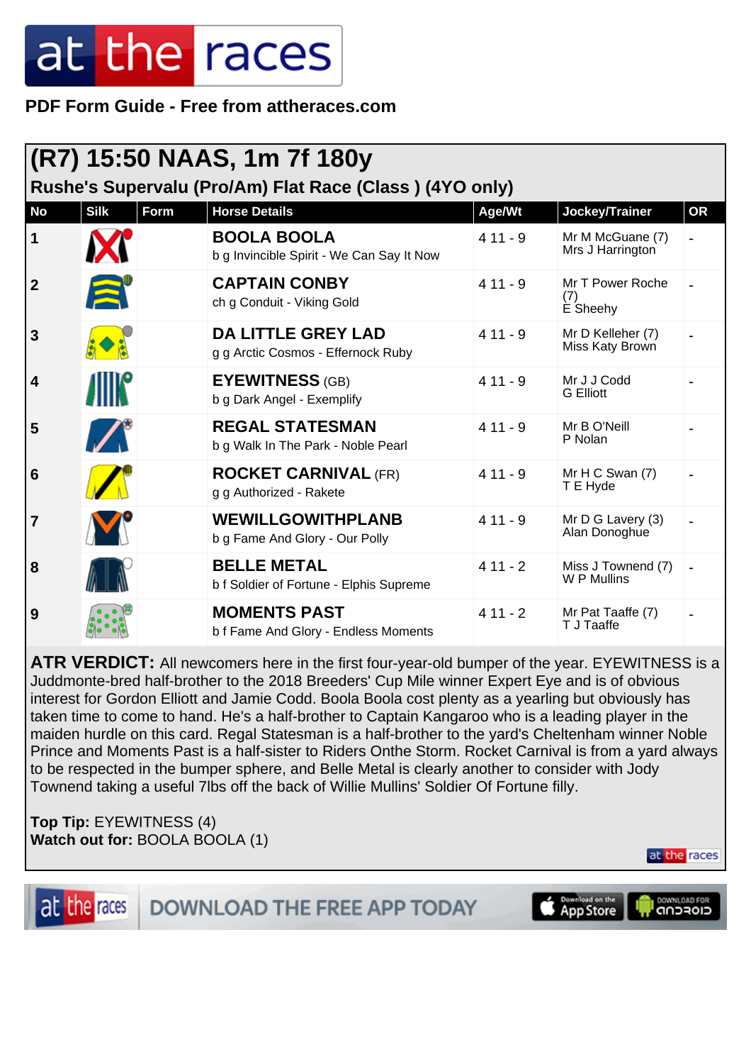PDF Form Guide - Free from attheraces.com

# (R7) 15:50 NAAS, 1m 7f 180y

## Rushe's Supervalu (Pro/Am) Flat Race (Class ) (4YO only)

| No | Silk | Form | Horse Details | Age/Wt | Jockey/Trainer | OR |
|---|---|---|---|---|---|---|
| 1 | | | **BOOLA BOOLA**<br>b g Invincible Spirit - We Can Say It Now | 4 11 - 9 | Mr M McGuane (7)<br>Mrs J Harrington | - |
| 2 | | | **CAPTAIN CONBY**<br>ch g Conduit - Viking Gold | 4 11 - 9 | Mr T Power Roche (7)<br>E Sheehy | - |
| 3 | | | **DA LITTLE GREY LAD**<br>g g Arctic Cosmos - Effernock Ruby | 4 11 - 9 | Mr D Kelleher (7)<br>Miss Katy Brown | - |
| 4 | | | **EYEWITNESS** (GB)<br>b g Dark Angel - Exemplify | 4 11 - 9 | Mr J J Codd<br>G Elliott | - |
| 5 | | | **REGAL STATESMAN**<br>b g Walk In The Park - Noble Pearl | 4 11 - 9 | Mr B O'Neill<br>P Nolan | - |
| 6 | | | **ROCKET CARNIVAL** (FR)<br>g g Authorized - Rakete | 4 11 - 9 | Mr H C Swan (7)<br>T E Hyde | - |
| 7 | | | **WEWILLGOWITHPLANB**<br>b g Fame And Glory - Our Polly | 4 11 - 9 | Mr D G Lavery (3)<br>Alan Donoghue | - |
| 8 | | | **BELLE METAL**<br>b f Soldier of Fortune - Elphis Supreme | 4 11 - 2 | Miss J Townend (7)<br>W P Mullins | - |
| 9 | | | **MOMENTS PAST**<br>b f Fame And Glory - Endless Moments | 4 11 - 2 | Mr Pat Taaffe (7)<br>T J Taaffe | - |

**ATR VERDICT:** All newcomers here in the first four-year-old bumper of the year. EYEWITNESS is a Juddmonte-bred half-brother to the 2018 Breeders' Cup Mile winner Expert Eye and is of obvious interest for Gordon Elliott and Jamie Codd. Boola Boola cost plenty as a yearling but obviously has taken time to come to hand. He's a half-brother to Captain Kangaroo who is a leading player in the maiden hurdle on this card. Regal Statesman is a half-brother to the yard's Cheltenham winner Noble Prince and Moments Past is a half-sister to Riders Onthe Storm. Rocket Carnival is from a yard always to be respected in the bumper sphere, and Belle Metal is clearly another to consider with Jody Townend taking a useful 7lbs off the back of Willie Mullins' Soldier Of Fortune filly.

**Top Tip:** EYEWITNESS (4)
**Watch out for:** BOOLA BOOLA (1)

DOWNLOAD THE FREE APP TODAY